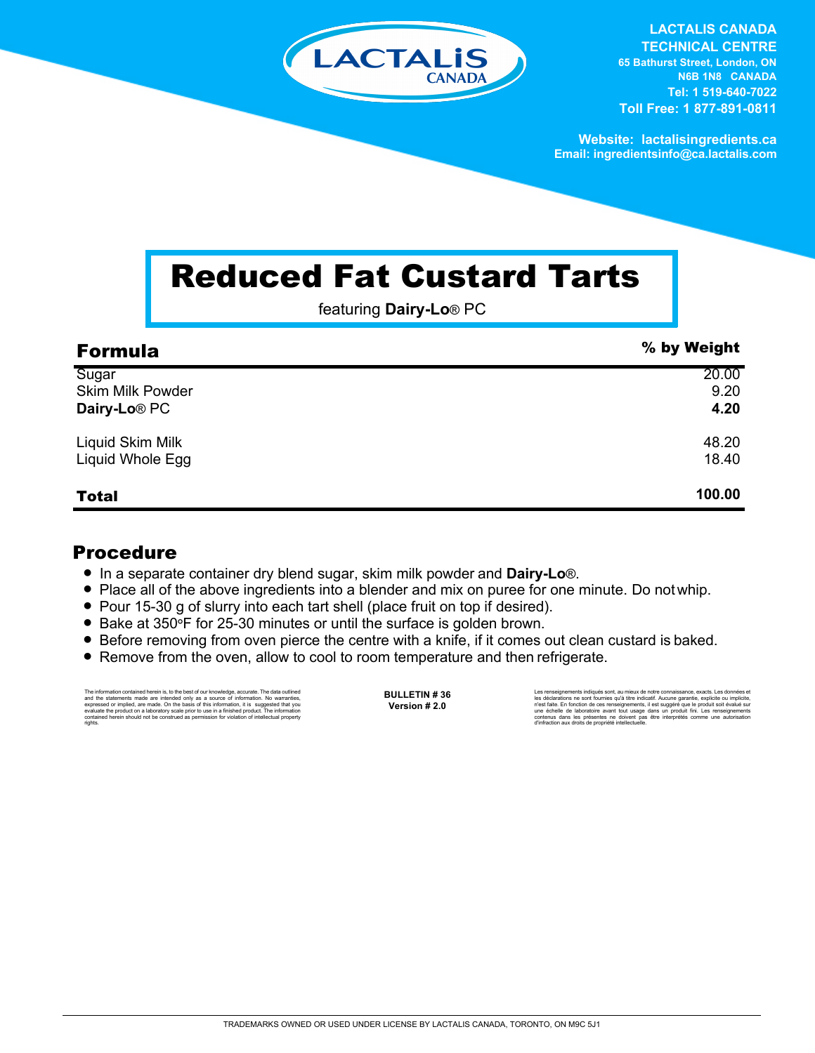LACTALIS CANADA

**LACTALIS CANADA TECHNICAL CENTRE**
65 Bathurst Street, London, ON
N6B 1N8 CANADA
Tel: 1 519-640-7022
Toll Free: 1 877-891-0811

Website: lactalisingredients.ca
Email: ingredientsinfo@ca.lactalis.com

# Reduced Fat Custard Tarts

featuring **Dairy-Lo**® PC

| Formula | % by Weight |
|---|---|
| Sugar | 20.00 |
| Skim Milk Powder | 9.20 |
| **Dairy-Lo**® PC | **4.20** |
| Liquid Skim Milk | 48.20 |
| Liquid Whole Egg | 18.40 |
| **Total** | **100.00** |

## Procedure

- In a separate container dry blend sugar, skim milk powder and **Dairy-Lo**®.
- Place all of the above ingredients into a blender and mix on puree for one minute. Do not whip.
- Pour 15-30 g of slurry into each tart shell (place fruit on top if desired).
- Bake at 350°F for 25-30 minutes or until the surface is golden brown.
- Before removing from oven pierce the centre with a knife, if it comes out clean custard is baked.
- Remove from the oven, allow to cool to room temperature and then refrigerate.

The information contained herein is, to the best of our knowledge, accurate. The data outlined and the statements made are intended only as a source of information. No warranties, expressed or implied, are made. On the basis of this information, it is suggested that you evaluate the product on a laboratory scale prior to use in a finished product. The information contained herein should not be construed as permission for violation of intellectual property rights.

**BULLETIN # 36**
**Version # 2.0**

Les renseignements indiqués sont, au mieux de notre connaissance, exacts. Les données et les déclarations ne sont fournies qu'à titre indicatif. Aucune garantie, explicite ou implicite, n'est faite. En fonction de ces renseignements, il est suggéré que le produit soit évalué sur une échelle de laboratoire avant tout usage dans un produit fini. Les renseignements contenus dans les présentes ne doivent pas être interprétés comme une autorisation d'infraction aux droits de propriété intellectuelle.

TRADEMARKS OWNED OR USED UNDER LICENSE BY LACTALIS CANADA, TORONTO, ON M9C 5J1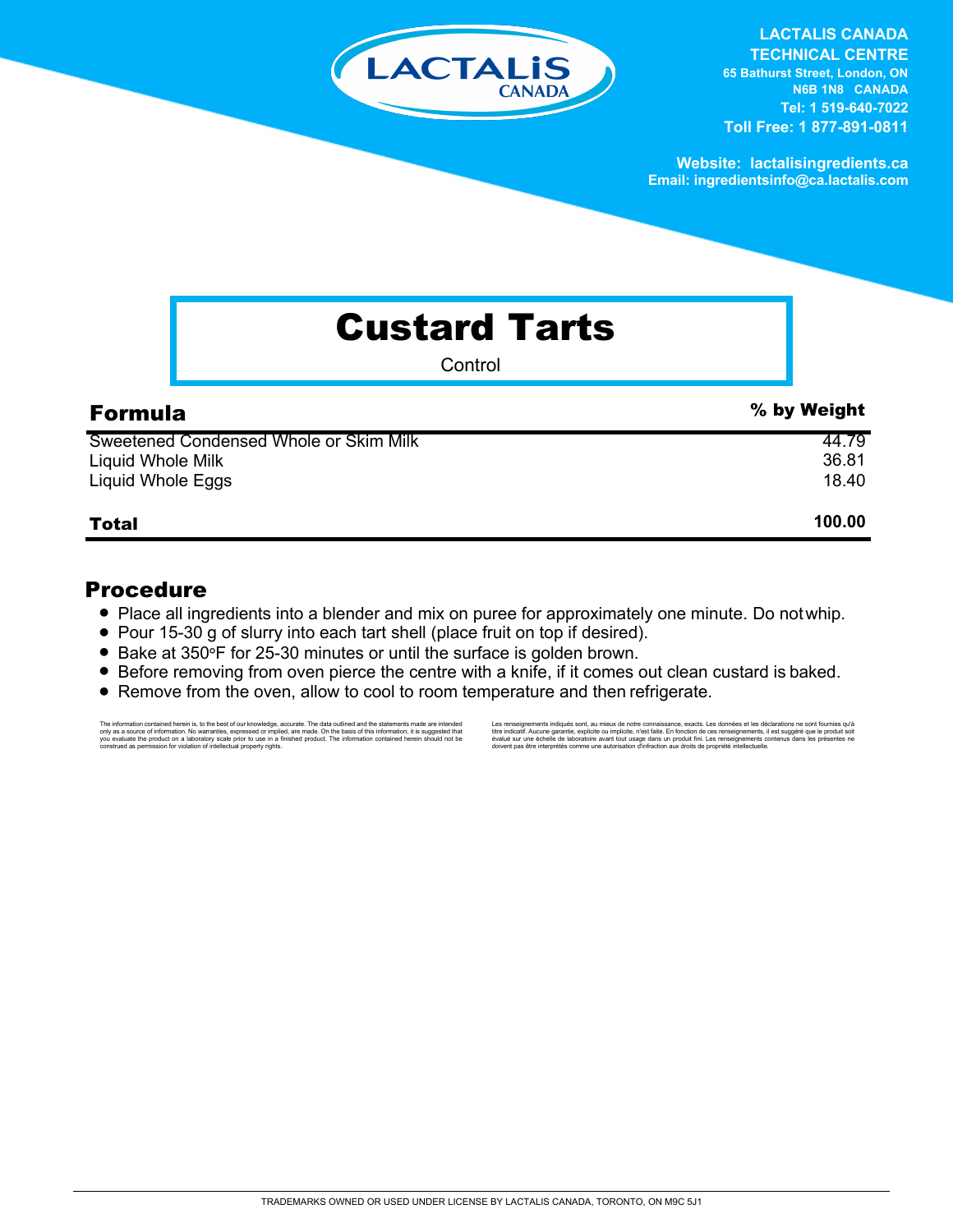LACTALIS CANADA
TECHNICAL CENTRE
65 Bathurst Street, London, ON
N6B 1N8 CANADA
Tel: 1 519-640-7022
Toll Free: 1 877-891-0811

Website: lactalisingredients.ca
Email: ingredientsinfo@ca.lactalis.com

# Custard Tarts

Control

| Formula | % by Weight |
|---|---|
| Sweetened Condensed Whole or Skim Milk | 44.79 |
| Liquid Whole Milk | 36.81 |
| Liquid Whole Eggs | 18.40 |
| **Total** | **100.00** |

## Procedure

- Place all ingredients into a blender and mix on puree for approximately one minute. Do not whip.
- Pour 15-30 g of slurry into each tart shell (place fruit on top if desired).
- Bake at 350°F for 25-30 minutes or until the surface is golden brown.
- Before removing from oven pierce the centre with a knife, if it comes out clean custard is baked.
- Remove from the oven, allow to cool to room temperature and then refrigerate.

The information contained herein is, to the best of our knowledge, accurate. The data outlined and the statements made are intended only as a source of information. No warranties, expressed or implied, are made. On the basis of this information, it is suggested that you evaluate the product on a laboratory scale prior to use in a finished product. The information contained herein should not be construed as permission for violation of intellectual property rights.

Les renseignements indiqués sont, au mieux de notre connaissance, exacts. Les données et les déclarations ne sont fournies qu'à titre indicatif. Aucune garantie, explicite ou implicite, n'est faite. En fonction de ces renseignements, il est suggéré que le produit soit évalué sur une échelle de laboratoire avant tout usage dans un produit fini. Les renseignements contenus dans les présentes ne doivent pas être interprétés comme une autorisation d'infraction aux droits de propriété intellectuelle.

TRADEMARKS OWNED OR USED UNDER LICENSE BY LACTALIS CANADA, TORONTO, ON M9C 5J1